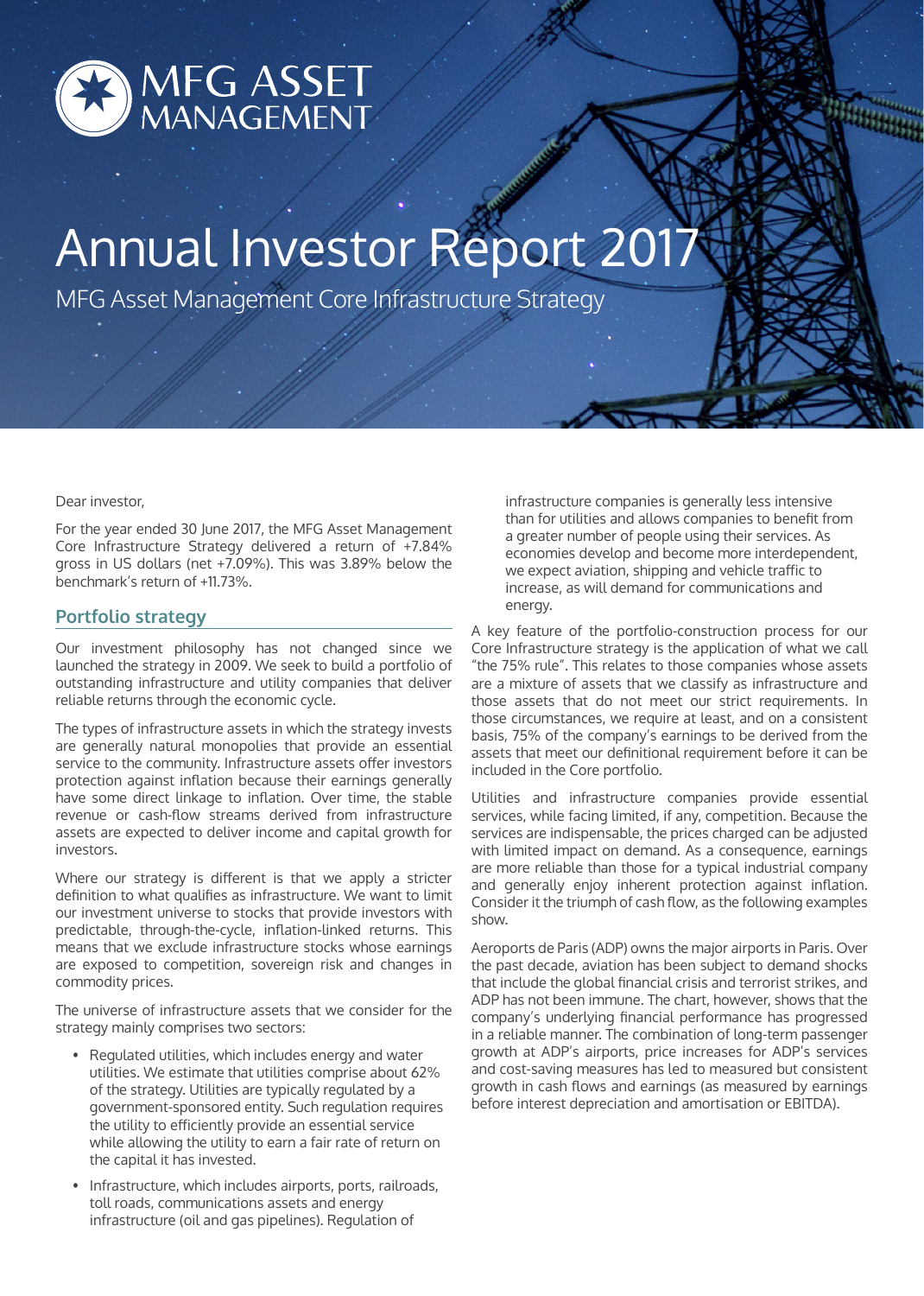MFG ASSET MANAGEMENT

# Annual Investor Report 2017

MFG Asset Management Core Infrastructure Strategy

Dear investor,

For the year ended 30 June 2017, the MFG Asset Management Core Infrastructure Strategy delivered a return of +7.84% gross in US dollars (net +7.09%). This was 3.89% below the benchmark's return of +11.73%.

## Portfolio strategy

Our investment philosophy has not changed since we launched the strategy in 2009. We seek to build a portfolio of outstanding infrastructure and utility companies that deliver reliable returns through the economic cycle.

The types of infrastructure assets in which the strategy invests are generally natural monopolies that provide an essential service to the community. Infrastructure assets offer investors protection against inflation because their earnings generally have some direct linkage to inflation. Over time, the stable revenue or cash-flow streams derived from infrastructure assets are expected to deliver income and capital growth for investors.

Where our strategy is different is that we apply a stricter definition to what qualifies as infrastructure. We want to limit our investment universe to stocks that provide investors with predictable, through-the-cycle, inflation-linked returns. This means that we exclude infrastructure stocks whose earnings are exposed to competition, sovereign risk and changes in commodity prices.

The universe of infrastructure assets that we consider for the strategy mainly comprises two sectors:

- Regulated utilities, which includes energy and water utilities. We estimate that utilities comprise about 62% of the strategy. Utilities are typically regulated by a government-sponsored entity. Such regulation requires the utility to efficiently provide an essential service while allowing the utility to earn a fair rate of return on the capital it has invested.
- Infrastructure, which includes airports, ports, railroads, toll roads, communications assets and energy infrastructure (oil and gas pipelines). Regulation of infrastructure companies is generally less intensive than for utilities and allows companies to benefit from a greater number of people using their services. As economies develop and become more interdependent, we expect aviation, shipping and vehicle traffic to increase, as will demand for communications and energy.

A key feature of the portfolio-construction process for our Core Infrastructure strategy is the application of what we call "the 75% rule". This relates to those companies whose assets are a mixture of assets that we classify as infrastructure and those assets that do not meet our strict requirements. In those circumstances, we require at least, and on a consistent basis, 75% of the company's earnings to be derived from the assets that meet our definitional requirement before it can be included in the Core portfolio.

Utilities and infrastructure companies provide essential services, while facing limited, if any, competition. Because the services are indispensable, the prices charged can be adjusted with limited impact on demand. As a consequence, earnings are more reliable than those for a typical industrial company and generally enjoy inherent protection against inflation. Consider it the triumph of cash flow, as the following examples show.

Aeroports de Paris (ADP) owns the major airports in Paris. Over the past decade, aviation has been subject to demand shocks that include the global financial crisis and terrorist strikes, and ADP has not been immune. The chart, however, shows that the company's underlying financial performance has progressed in a reliable manner. The combination of long-term passenger growth at ADP's airports, price increases for ADP's services and cost-saving measures has led to measured but consistent growth in cash flows and earnings (as measured by earnings before interest depreciation and amortisation or EBITDA).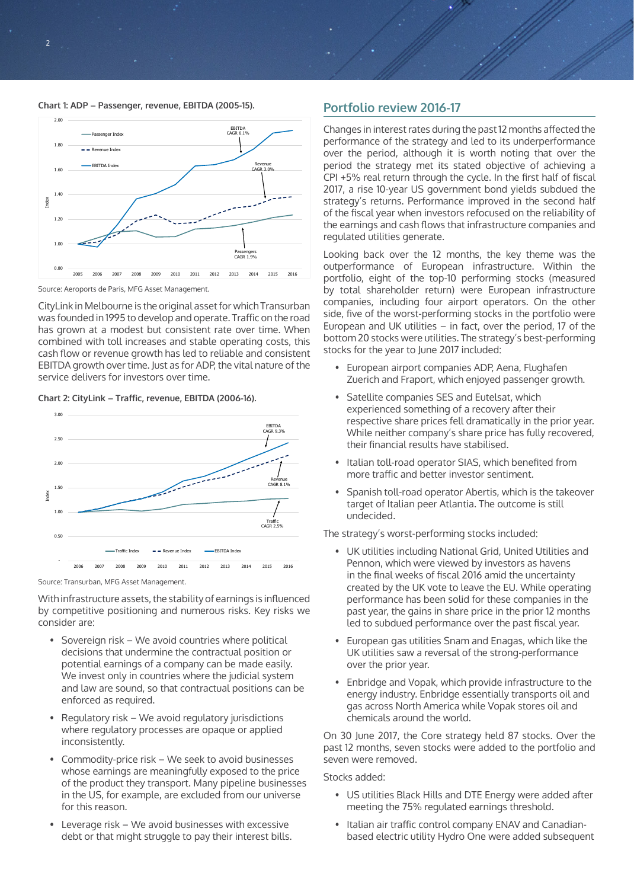**Chart 1: ADP – Passenger, revenue, EBITDA (2005-15).**

Source: Aeroports de Paris, MFG Asset Management.

CityLink in Melbourne is the original asset for which Transurban was founded in 1995 to develop and operate. Traffic on the road has grown at a modest but consistent rate over time. When combined with toll increases and stable operating costs, this cash flow or revenue growth has led to reliable and consistent EBITDA growth over time. Just as for ADP, the vital nature of the service delivers for investors over time.

**Chart 2: CityLink – Traffic, revenue, EBITDA (2006-16).**

Source: Transurban, MFG Asset Management.

With infrastructure assets, the stability of earnings is influenced by competitive positioning and numerous risks. Key risks we consider are:

- Sovereign risk – We avoid countries where political decisions that undermine the contractual position or potential earnings of a company can be made easily. We invest only in countries where the judicial system and law are sound, so that contractual positions can be enforced as required.
- Regulatory risk – We avoid regulatory jurisdictions where regulatory processes are opaque or applied inconsistently.
- Commodity-price risk – We seek to avoid businesses whose earnings are meaningfully exposed to the price of the product they transport. Many pipeline businesses in the US, for example, are excluded from our universe for this reason.
- Leverage risk – We avoid businesses with excessive debt or that might struggle to pay their interest bills.

## Portfolio review 2016-17

Changes in interest rates during the past 12 months affected the performance of the strategy and led to its underperformance over the period, although it is worth noting that over the period the strategy met its stated objective of achieving a CPI +5% real return through the cycle. In the first half of fiscal 2017, a rise 10-year US government bond yields subdued the strategy's returns. Performance improved in the second half of the fiscal year when investors refocused on the reliability of the earnings and cash flows that infrastructure companies and regulated utilities generate.

Looking back over the 12 months, the key theme was the outperformance of European infrastructure. Within the portfolio, eight of the top-10 performing stocks (measured by total shareholder return) were European infrastructure companies, including four airport operators. On the other side, five of the worst-performing stocks in the portfolio were European and UK utilities – in fact, over the period, 17 of the bottom 20 stocks were utilities. The strategy's best-performing stocks for the year to June 2017 included:

- European airport companies ADP, Aena, Flughafen Zuerich and Fraport, which enjoyed passenger growth.
- Satellite companies SES and Eutelsat, which experienced something of a recovery after their respective share prices fell dramatically in the prior year. While neither company's share price has fully recovered, their financial results have stabilised.
- Italian toll-road operator SIAS, which benefited from more traffic and better investor sentiment.
- Spanish toll-road operator Abertis, which is the takeover target of Italian peer Atlantia. The outcome is still undecided.

The strategy's worst-performing stocks included:

- UK utilities including National Grid, United Utilities and Pennon, which were viewed by investors as havens in the final weeks of fiscal 2016 amid the uncertainty created by the UK vote to leave the EU. While operating performance has been solid for these companies in the past year, the gains in share price in the prior 12 months led to subdued performance over the past fiscal year.
- European gas utilities Snam and Enagas, which like the UK utilities saw a reversal of the strong-performance over the prior year.
- Enbridge and Vopak, which provide infrastructure to the energy industry. Enbridge essentially transports oil and gas across North America while Vopak stores oil and chemicals around the world.

On 30 June 2017, the Core strategy held 87 stocks. Over the past 12 months, seven stocks were added to the portfolio and seven were removed.

Stocks added:

- US utilities Black Hills and DTE Energy were added after meeting the 75% regulated earnings threshold.
- Italian air traffic control company ENAV and Canadian-based electric utility Hydro One were added subsequent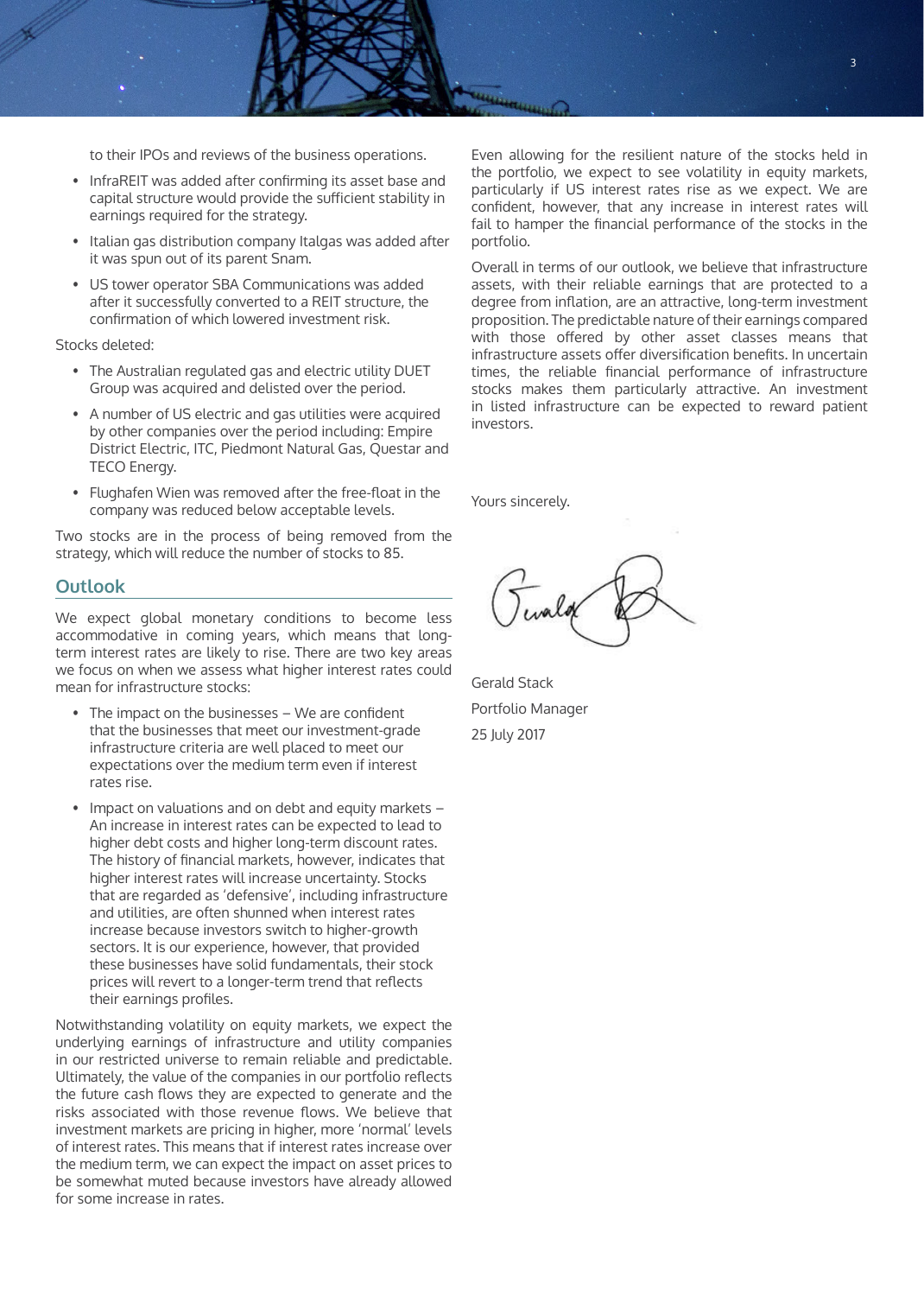to their IPOs and reviews of the business operations.

- InfraREIT was added after confirming its asset base and capital structure would provide the sufficient stability in earnings required for the strategy.
- Italian gas distribution company Italgas was added after it was spun out of its parent Snam.
- US tower operator SBA Communications was added after it successfully converted to a REIT structure, the confirmation of which lowered investment risk.

Stocks deleted:

- The Australian regulated gas and electric utility DUET Group was acquired and delisted over the period.
- A number of US electric and gas utilities were acquired by other companies over the period including: Empire District Electric, ITC, Piedmont Natural Gas, Questar and TECO Energy.
- Flughafen Wien was removed after the free-float in the company was reduced below acceptable levels.

Two stocks are in the process of being removed from the strategy, which will reduce the number of stocks to 85.

## Outlook

We expect global monetary conditions to become less accommodative in coming years, which means that long-term interest rates are likely to rise. There are two key areas we focus on when we assess what higher interest rates could mean for infrastructure stocks:

- The impact on the businesses – We are confident that the businesses that meet our investment-grade infrastructure criteria are well placed to meet our expectations over the medium term even if interest rates rise.
- Impact on valuations and on debt and equity markets – An increase in interest rates can be expected to lead to higher debt costs and higher long-term discount rates. The history of financial markets, however, indicates that higher interest rates will increase uncertainty. Stocks that are regarded as 'defensive', including infrastructure and utilities, are often shunned when interest rates increase because investors switch to higher-growth sectors. It is our experience, however, that provided these businesses have solid fundamentals, their stock prices will revert to a longer-term trend that reflects their earnings profiles.

Notwithstanding volatility on equity markets, we expect the underlying earnings of infrastructure and utility companies in our restricted universe to remain reliable and predictable. Ultimately, the value of the companies in our portfolio reflects the future cash flows they are expected to generate and the risks associated with those revenue flows. We believe that investment markets are pricing in higher, more 'normal' levels of interest rates. This means that if interest rates increase over the medium term, we can expect the impact on asset prices to be somewhat muted because investors have already allowed for some increase in rates.

Even allowing for the resilient nature of the stocks held in the portfolio, we expect to see volatility in equity markets, particularly if US interest rates rise as we expect. We are confident, however, that any increase in interest rates will fail to hamper the financial performance of the stocks in the portfolio.

Overall in terms of our outlook, we believe that infrastructure assets, with their reliable earnings that are protected to a degree from inflation, are an attractive, long-term investment proposition. The predictable nature of their earnings compared with those offered by other asset classes means that infrastructure assets offer diversification benefits. In uncertain times, the reliable financial performance of infrastructure stocks makes them particularly attractive. An investment in listed infrastructure can be expected to reward patient investors.

Yours sincerely.

Gerald Stack

Portfolio Manager

25 July 2017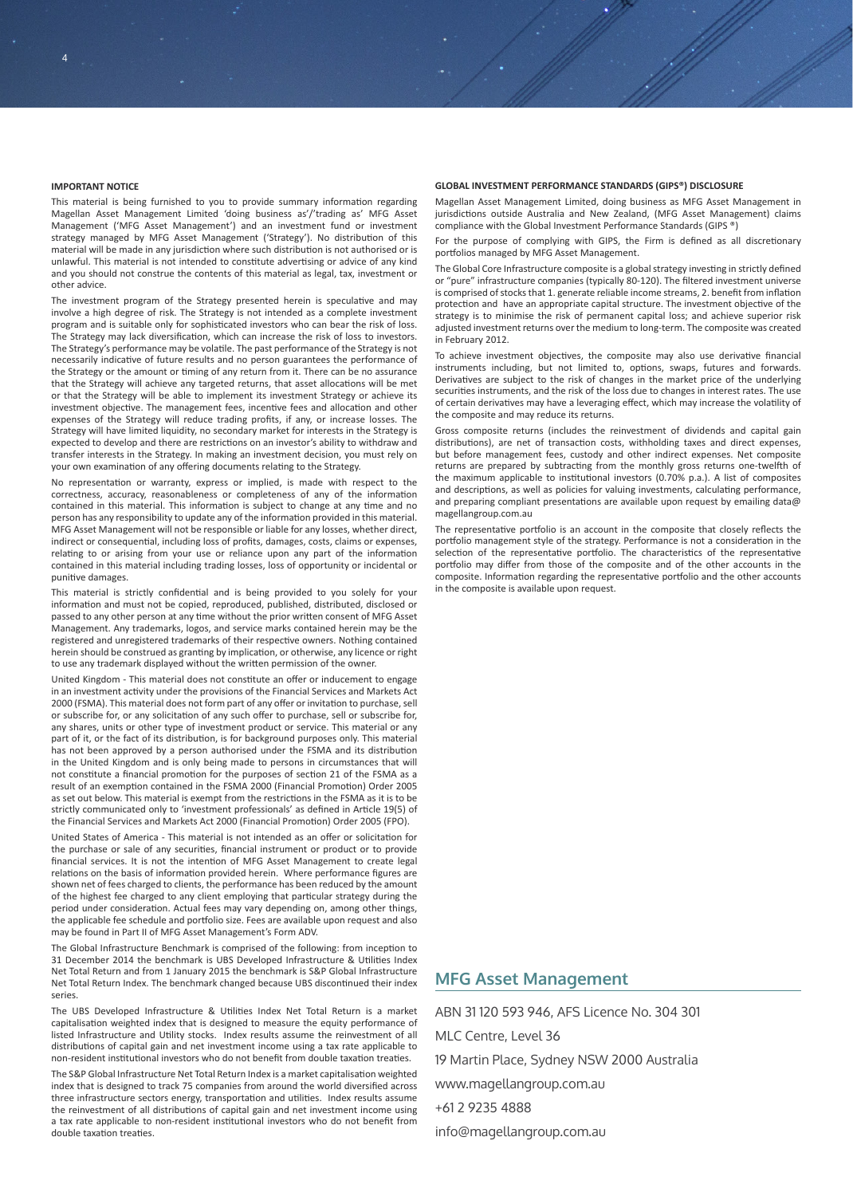## IMPORTANT NOTICE

This material is being furnished to you to provide summary information regarding Magellan Asset Management Limited 'doing business as'/'trading as' MFG Asset Management ('MFG Asset Management') and an investment fund or investment strategy managed by MFG Asset Management ('Strategy'). No distribution of this material will be made in any jurisdiction where such distribution is not authorised or is unlawful. This material is not intended to constitute advertising or advice of any kind and you should not construe the contents of this material as legal, tax, investment or other advice.

The investment program of the Strategy presented herein is speculative and may involve a high degree of risk. The Strategy is not intended as a complete investment program and is suitable only for sophisticated investors who can bear the risk of loss. The Strategy may lack diversification, which can increase the risk of loss to investors. The Strategy's performance may be volatile. The past performance of the Strategy is not necessarily indicative of future results and no person guarantees the performance of the Strategy or the amount or timing of any return from it. There can be no assurance that the Strategy will achieve any targeted returns, that asset allocations will be met or that the Strategy will be able to implement its investment Strategy or achieve its investment objective. The management fees, incentive fees and allocation and other expenses of the Strategy will reduce trading profits, if any, or increase losses. The Strategy will have limited liquidity, no secondary market for interests in the Strategy is expected to develop and there are restrictions on an investor's ability to withdraw and transfer interests in the Strategy. In making an investment decision, you must rely on your own examination of any offering documents relating to the Strategy.

No representation or warranty, express or implied, is made with respect to the correctness, accuracy, reasonableness or completeness of any of the information contained in this material. This information is subject to change at any time and no person has any responsibility to update any of the information provided in this material. MFG Asset Management will not be responsible or liable for any losses, whether direct, indirect or consequential, including loss of profits, damages, costs, claims or expenses, relating to or arising from your use or reliance upon any part of the information contained in this material including trading losses, loss of opportunity or incidental or punitive damages.

This material is strictly confidential and is being provided to you solely for your information and must not be copied, reproduced, published, distributed, disclosed or passed to any other person at any time without the prior written consent of MFG Asset Management. Any trademarks, logos, and service marks contained herein may be the registered and unregistered trademarks of their respective owners. Nothing contained herein should be construed as granting by implication, or otherwise, any licence or right to use any trademark displayed without the written permission of the owner.

United Kingdom - This material does not constitute an offer or inducement to engage in an investment activity under the provisions of the Financial Services and Markets Act 2000 (FSMA). This material does not form part of any offer or invitation to purchase, sell or subscribe for, or any solicitation of any such offer to purchase, sell or subscribe for, any shares, units or other type of investment product or service. This material or any part of it, or the fact of its distribution, is for background purposes only. This material has not been approved by a person authorised under the FSMA and its distribution in the United Kingdom and is only being made to persons in circumstances that will not constitute a financial promotion for the purposes of section 21 of the FSMA as a result of an exemption contained in the FSMA 2000 (Financial Promotion) Order 2005 as set out below. This material is exempt from the restrictions in the FSMA as it is to be strictly communicated only to 'investment professionals' as defined in Article 19(5) of the Financial Services and Markets Act 2000 (Financial Promotion) Order 2005 (FPO).

United States of America - This material is not intended as an offer or solicitation for the purchase or sale of any securities, financial instrument or product or to provide financial services. It is not the intention of MFG Asset Management to create legal relations on the basis of information provided herein. Where performance figures are shown net of fees charged to clients, the performance has been reduced by the amount of the highest fee charged to any client employing that particular strategy during the period under consideration. Actual fees may vary depending on, among other things, the applicable fee schedule and portfolio size. Fees are available upon request and also may be found in Part II of MFG Asset Management's Form ADV.

The Global Infrastructure Benchmark is comprised of the following: from inception to 31 December 2014 the benchmark is UBS Developed Infrastructure & Utilities Index Net Total Return and from 1 January 2015 the benchmark is S&P Global Infrastructure Net Total Return Index. The benchmark changed because UBS discontinued their index series.

The UBS Developed Infrastructure & Utilities Index Net Total Return is a market capitalisation weighted index that is designed to measure the equity performance of listed Infrastructure and Utility stocks. Index results assume the reinvestment of all distributions of capital gain and net investment income using a tax rate applicable to non-resident institutional investors who do not benefit from double taxation treaties.

The S&P Global Infrastructure Net Total Return Index is a market capitalisation weighted index that is designed to track 75 companies from around the world diversified across three infrastructure sectors energy, transportation and utilities. Index results assume the reinvestment of all distributions of capital gain and net investment income using a tax rate applicable to non-resident institutional investors who do not benefit from double taxation treaties.

## GLOBAL INVESTMENT PERFORMANCE STANDARDS (GIPS®) DISCLOSURE

Magellan Asset Management Limited, doing business as MFG Asset Management in jurisdictions outside Australia and New Zealand, (MFG Asset Management) claims compliance with the Global Investment Performance Standards (GIPS ®)

For the purpose of complying with GIPS, the Firm is defined as all discretionary portfolios managed by MFG Asset Management.

The Global Core Infrastructure composite is a global strategy investing in strictly defined or "pure" infrastructure companies (typically 80-120). The filtered investment universe is comprised of stocks that 1. generate reliable income streams, 2. benefit from inflation protection and have an appropriate capital structure. The investment objective of the strategy is to minimise the risk of permanent capital loss; and achieve superior risk adjusted investment returns over the medium to long-term. The composite was created in February 2012.

To achieve investment objectives, the composite may also use derivative financial instruments including, but not limited to, options, swaps, futures and forwards. Derivatives are subject to the risk of changes in the market price of the underlying securities instruments, and the risk of the loss due to changes in interest rates. The use of certain derivatives may have a leveraging effect, which may increase the volatility of the composite and may reduce its returns.

Gross composite returns (includes the reinvestment of dividends and capital gain distributions), are net of transaction costs, withholding taxes and direct expenses, but before management fees, custody and other indirect expenses. Net composite returns are prepared by subtracting from the monthly gross returns one-twelfth of the maximum applicable to institutional investors (0.70% p.a.). A list of composites and descriptions, as well as policies for valuing investments, calculating performance, and preparing compliant presentations are available upon request by emailing data@magellangroup.com.au

The representative portfolio is an account in the composite that closely reflects the portfolio management style of the strategy. Performance is not a consideration in the selection of the representative portfolio. The characteristics of the representative portfolio may differ from those of the composite and of the other accounts in the composite. Information regarding the representative portfolio and the other accounts in the composite is available upon request.

## MFG Asset Management

ABN 31 120 593 946, AFS Licence No. 304 301

MLC Centre, Level 36

19 Martin Place, Sydney NSW 2000 Australia

www.magellangroup.com.au

+61 2 9235 4888

info@magellangroup.com.au